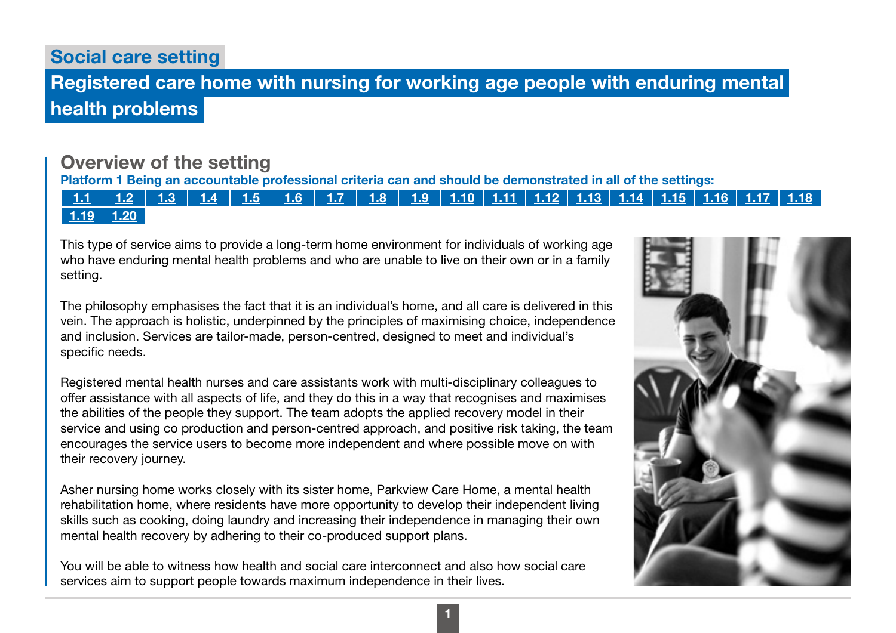## Social care setting

# Registered care home with nursing for working age people with enduring mental health problems

## Overview of the setting

**Platform 1 Being an accountable professional criteria can and should be demonstrated in all of the settings:**

| 1.1 | 1.2 | 1.3 | 1.4 | 1.5 | 1.6 | 1.7 | 1.8 | 1.9 | 1.10 | 1.11 | 1.12 | 1.13 | 1.14 | 1.15 | 1.16 | 1.17 | 1.18 |
|---|---|---|---|---|---|---|---|---|---|---|---|---|---|---|---|---|---|
| 1.19 | 1.20 | | | | | | | | | | | | | | | | |

This type of service aims to provide a long-term home environment for individuals of working age who have enduring mental health problems and who are unable to live on their own or in a family setting.

The philosophy emphasises the fact that it is an individual's home, and all care is delivered in this vein. The approach is holistic, underpinned by the principles of maximising choice, independence and inclusion. Services are tailor-made, person-centred, designed to meet and individual's specific needs.

Registered mental health nurses and care assistants work with multi-disciplinary colleagues to offer assistance with all aspects of life, and they do this in a way that recognises and maximises the abilities of the people they support. The team adopts the applied recovery model in their service and using co production and person-centred approach, and positive risk taking, the team encourages the service users to become more independent and where possible move on with their recovery journey.

Asher nursing home works closely with its sister home, Parkview Care Home, a mental health rehabilitation home, where residents have more opportunity to develop their independent living skills such as cooking, doing laundry and increasing their independence in managing their own mental health recovery by adhering to their co-produced support plans.

You will be able to witness how health and social care interconnect and also how social care services aim to support people towards maximum independence in their lives.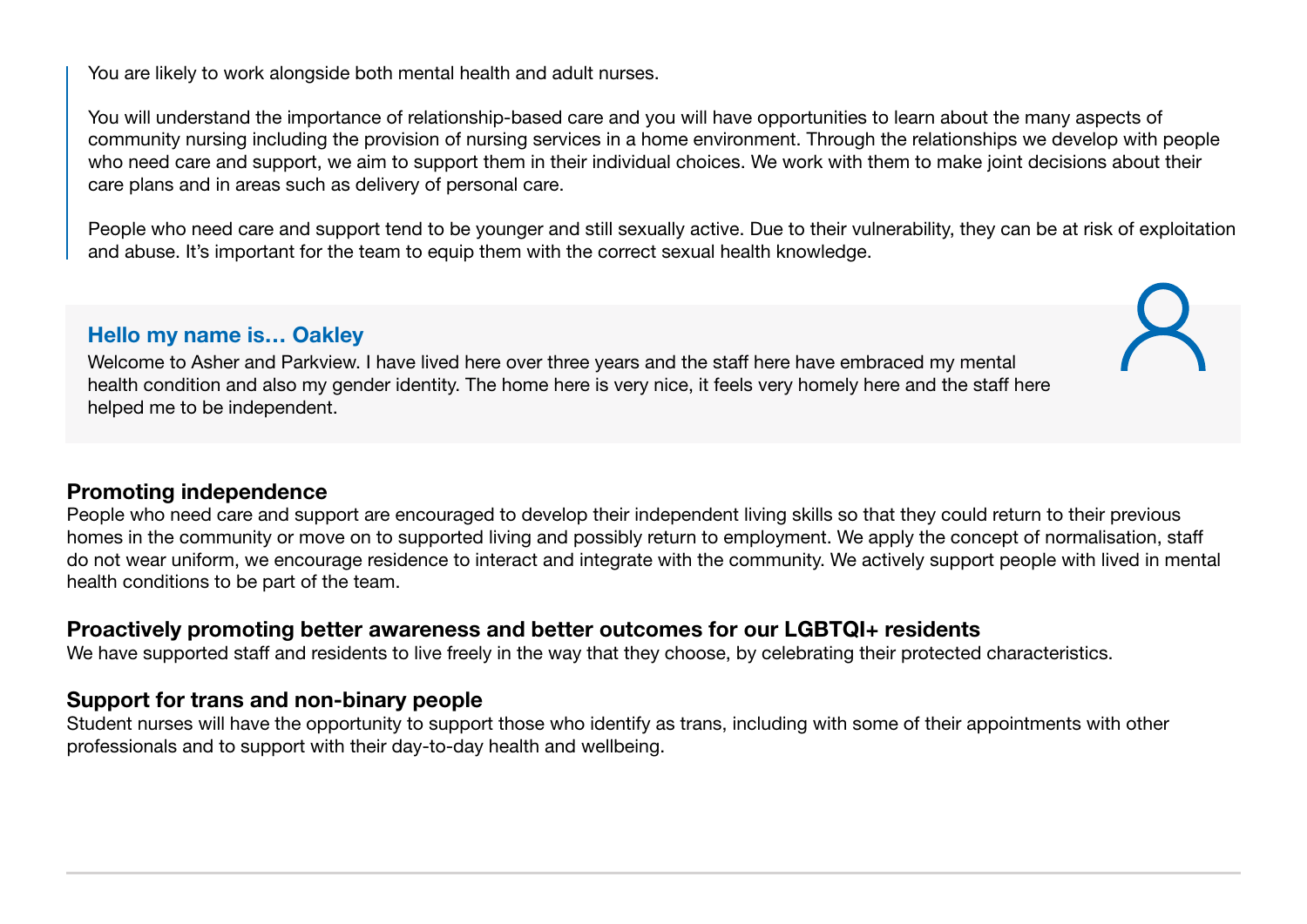You are likely to work alongside both mental health and adult nurses.

You will understand the importance of relationship-based care and you will have opportunities to learn about the many aspects of community nursing including the provision of nursing services in a home environment. Through the relationships we develop with people who need care and support, we aim to support them in their individual choices. We work with them to make joint decisions about their care plans and in areas such as delivery of personal care.

People who need care and support tend to be younger and still sexually active. Due to their vulnerability, they can be at risk of exploitation and abuse. It's important for the team to equip them with the correct sexual health knowledge.

### Hello my name is… Oakley

Welcome to Asher and Parkview. I have lived here over three years and the staff here have embraced my mental health condition and also my gender identity. The home here is very nice, it feels very homely here and the staff here helped me to be independent.

### Promoting independence

People who need care and support are encouraged to develop their independent living skills so that they could return to their previous homes in the community or move on to supported living and possibly return to employment. We apply the concept of normalisation, staff do not wear uniform, we encourage residence to interact and integrate with the community. We actively support people with lived in mental health conditions to be part of the team.

### Proactively promoting better awareness and better outcomes for our LGBTQI+ residents

We have supported staff and residents to live freely in the way that they choose, by celebrating their protected characteristics.

### Support for trans and non-binary people

Student nurses will have the opportunity to support those who identify as trans, including with some of their appointments with other professionals and to support with their day-to-day health and wellbeing.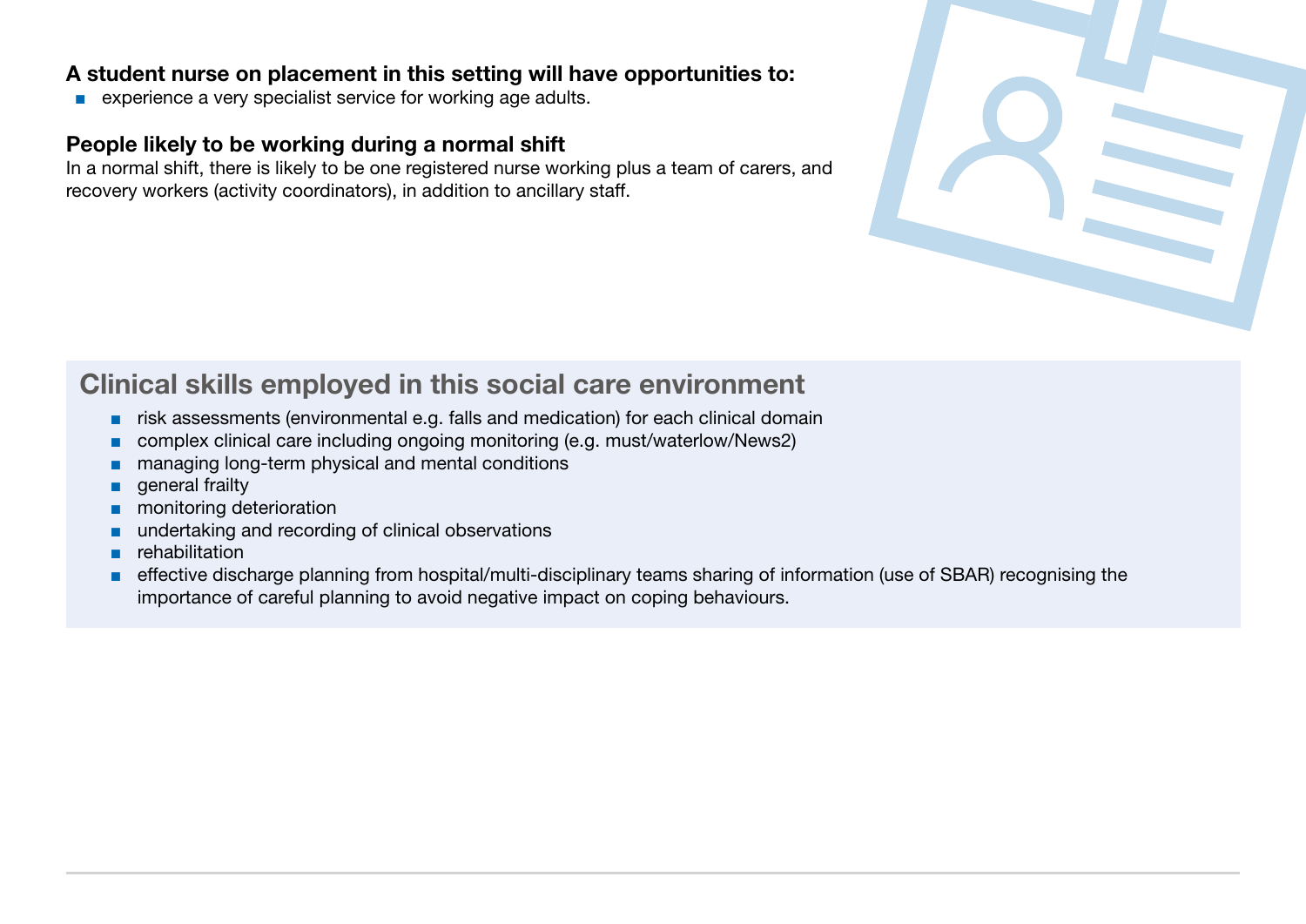**A student nurse on placement in this setting will have opportunities to:**

- experience a very specialist service for working age adults.

**People likely to be working during a normal shift**

In a normal shift, there is likely to be one registered nurse working plus a team of carers, and recovery workers (activity coordinators), in addition to ancillary staff.

## Clinical skills employed in this social care environment

- risk assessments (environmental e.g. falls and medication) for each clinical domain
- complex clinical care including ongoing monitoring (e.g. must/waterlow/News2)
- managing long-term physical and mental conditions
- general frailty
- monitoring deterioration
- undertaking and recording of clinical observations
- rehabilitation
- effective discharge planning from hospital/multi-disciplinary teams sharing of information (use of SBAR) recognising the importance of careful planning to avoid negative impact on coping behaviours.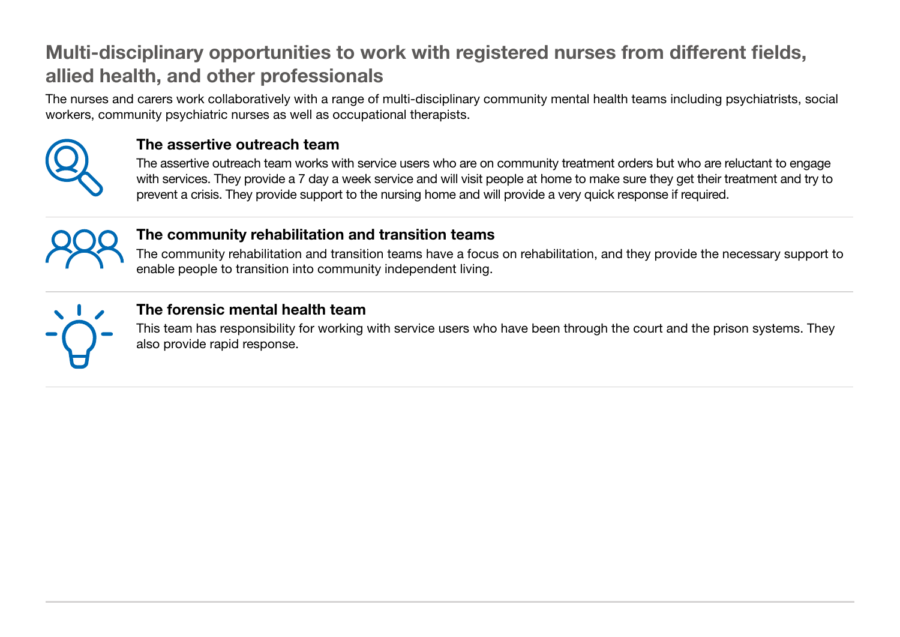## Multi-disciplinary opportunities to work with registered nurses from different fields, allied health, and other professionals

The nurses and carers work collaboratively with a range of multi-disciplinary community mental health teams including psychiatrists, social workers, community psychiatric nurses as well as occupational therapists.

### The assertive outreach team

The assertive outreach team works with service users who are on community treatment orders but who are reluctant to engage with services. They provide a 7 day a week service and will visit people at home to make sure they get their treatment and try to prevent a crisis. They provide support to the nursing home and will provide a very quick response if required.

### The community rehabilitation and transition teams

The community rehabilitation and transition teams have a focus on rehabilitation, and they provide the necessary support to enable people to transition into community independent living.

### The forensic mental health team

This team has responsibility for working with service users who have been through the court and the prison systems. They also provide rapid response.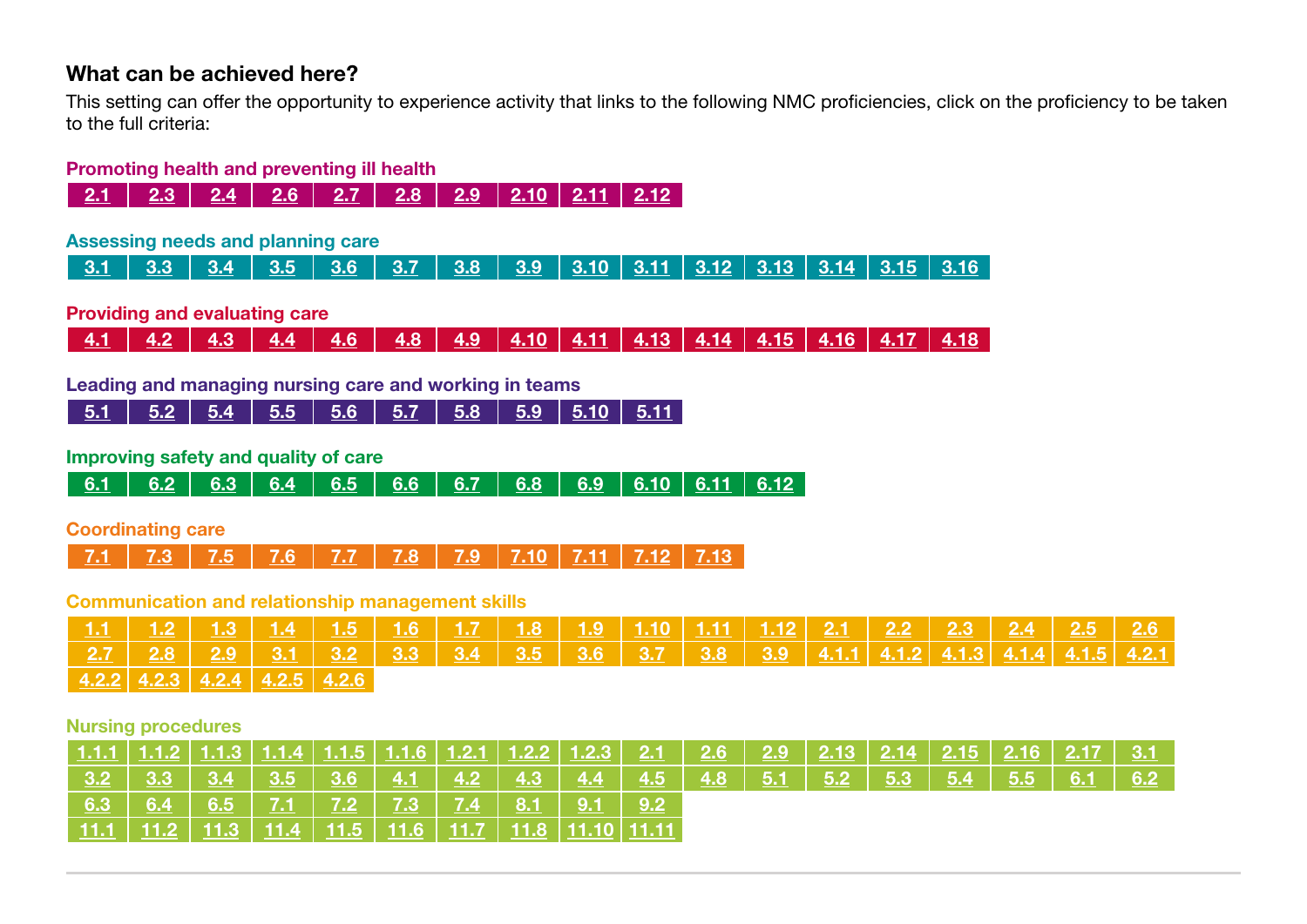### What can be achieved here?

This setting can offer the opportunity to experience activity that links to the following NMC proficiencies, click on the proficiency to be taken to the full criteria:

**Promoting health and preventing ill health**

2.1 | 2.3 | 2.4 | 2.6 | 2.7 | 2.8 | 2.9 | 2.10 | 2.11 | 2.12

**Assessing needs and planning care**

3.1 | 3.3 | 3.4 | 3.5 | 3.6 | 3.7 | 3.8 | 3.9 | 3.10 | 3.11 | 3.12 | 3.13 | 3.14 | 3.15 | 3.16

**Providing and evaluating care**

4.1 | 4.2 | 4.3 | 4.4 | 4.6 | 4.8 | 4.9 | 4.10 | 4.11 | 4.13 | 4.14 | 4.15 | 4.16 | 4.17 | 4.18

**Leading and managing nursing care and working in teams**

5.1 | 5.2 | 5.4 | 5.5 | 5.6 | 5.7 | 5.8 | 5.9 | 5.10 | 5.11

**Improving safety and quality of care**

6.1 | 6.2 | 6.3 | 6.4 | 6.5 | 6.6 | 6.7 | 6.8 | 6.9 | 6.10 | 6.11 | 6.12

**Coordinating care**

7.1 | 7.3 | 7.5 | 7.6 | 7.7 | 7.8 | 7.9 | 7.10 | 7.11 | 7.12 | 7.13

**Communication and relationship management skills**

1.1 | 1.2 | 1.3 | 1.4 | 1.5 | 1.6 | 1.7 | 1.8 | 1.9 | 1.10 | 1.11 | 1.12 | 2.1 | 2.2 | 2.3 | 2.4 | 2.5 | 2.6 | 2.7 | 2.8 | 2.9 | 3.1 | 3.2 | 3.3 | 3.4 | 3.5 | 3.6 | 3.7 | 3.8 | 3.9 | 4.1.1 | 4.1.2 | 4.1.3 | 4.1.4 | 4.1.5 | 4.2.1 | 4.2.2 | 4.2.3 | 4.2.4 | 4.2.5 | 4.2.6

**Nursing procedures**

1.1.1 | 1.1.2 | 1.1.3 | 1.1.4 | 1.1.5 | 1.1.6 | 1.2.1 | 1.2.2 | 1.2.3 | 2.1 | 2.6 | 2.9 | 2.13 | 2.14 | 2.15 | 2.16 | 2.17 | 3.1 | 3.2 | 3.3 | 3.4 | 3.5 | 3.6 | 4.1 | 4.2 | 4.3 | 4.4 | 4.5 | 4.8 | 5.1 | 5.2 | 5.3 | 5.4 | 5.5 | 6.1 | 6.2 | 6.3 | 6.4 | 6.5 | 7.1 | 7.2 | 7.3 | 7.4 | 8.1 | 9.1 | 9.2 | 11.1 | 11.2 | 11.3 | 11.4 | 11.5 | 11.6 | 11.7 | 11.8 | 11.10 | 11.11